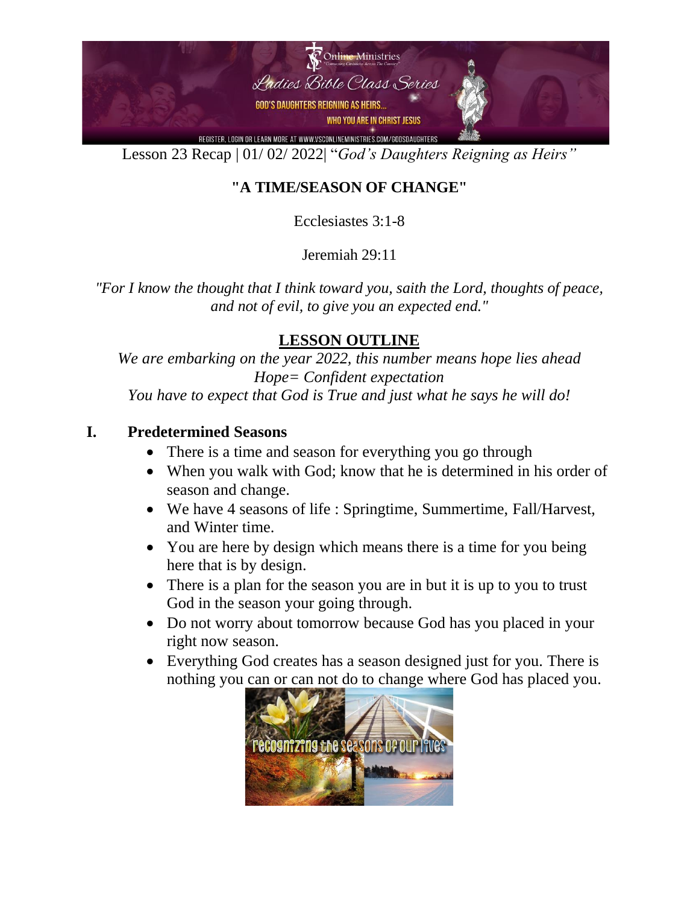Lesson 23 Recap | 01/ 02/ 2022| "*God's Daughters Reigning as Heirs"*

# "A TIME/SEASON OF CHANGE"

Ecclesiastes 3:1-8

Jeremiah 29:11

*"For I know the thought that I think toward you, saith the Lord, thoughts of peace, and not of evil, to give you an expected end."*

## LESSON OUTLINE

*We are embarking on the year 2022, this number means hope lies ahead*
*Hope= Confident expectation*
*You have to expect that God is True and just what he says he will do!*

### I. Predetermined Seasons

- There is a time and season for everything you go through
- When you walk with God; know that he is determined in his order of season and change.
- We have 4 seasons of life : Springtime, Summertime, Fall/Harvest, and Winter time.
- You are here by design which means there is a time for you being here that is by design.
- There is a plan for the season you are in but it is up to you to trust God in the season your going through.
- Do not worry about tomorrow because God has you placed in your right now season.
- Everything God creates has a season designed just for you. There is nothing you can or can not do to change where God has placed you.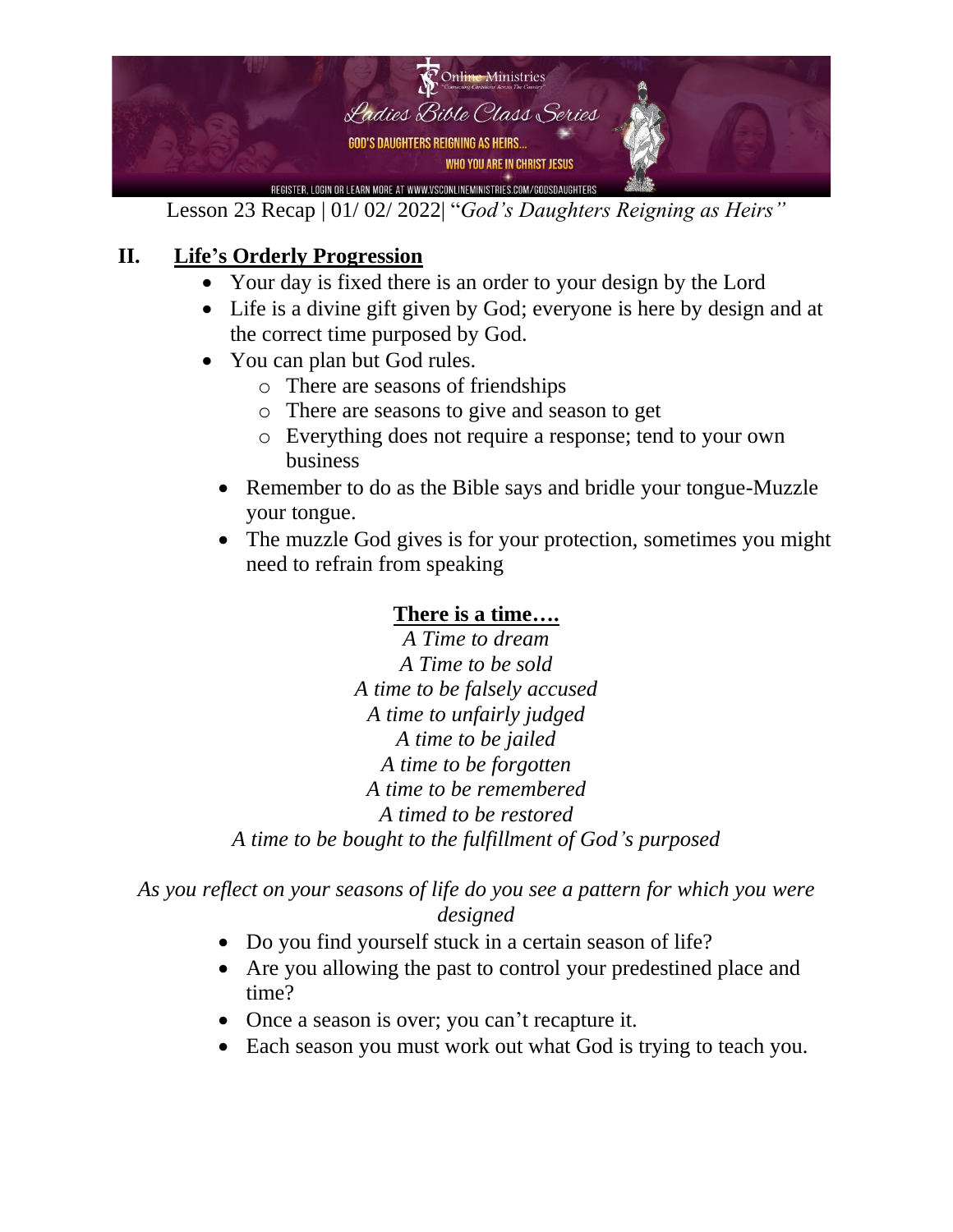Lesson 23 Recap | 01/ 02/ 2022| "*God's Daughters Reigning as Heirs"*

## II. Life's Orderly Progression

- Your day is fixed there is an order to your design by the Lord
- Life is a divine gift given by God; everyone is here by design and at the correct time purposed by God.
- You can plan but God rules.
    - There are seasons of friendships
    - There are seasons to give and season to get
    - Everything does not require a response; tend to your own business
- Remember to do as the Bible says and bridle your tongue-Muzzle your tongue.
- The muzzle God gives is for your protection, sometimes you might need to refrain from speaking

**There is a time….**

*A Time to dream*
*A Time to be sold*
*A time to be falsely accused*
*A time to unfairly judged*
*A time to be jailed*
*A time to be forgotten*
*A time to be remembered*
*A timed to be restored*
*A time to be bought to the fulfillment of God's purposed*

*As you reflect on your seasons of life do you see a pattern for which you were designed*

- Do you find yourself stuck in a certain season of life?
- Are you allowing the past to control your predestined place and time?
- Once a season is over; you can't recapture it.
- Each season you must work out what God is trying to teach you.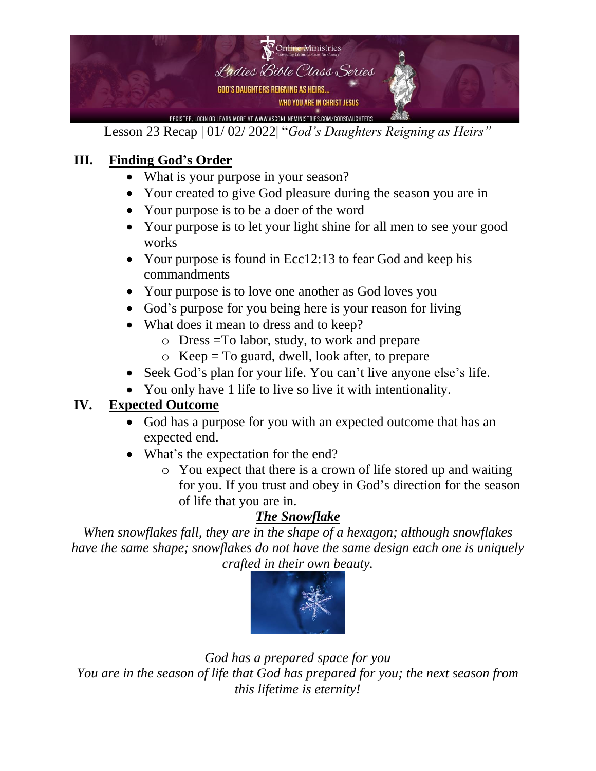Lesson 23 Recap | 01/ 02/ 2022| "*God's Daughters Reigning as Heirs"*

## III. Finding God's Order

- What is your purpose in your season?
- Your created to give God pleasure during the season you are in
- Your purpose is to be a doer of the word
- Your purpose is to let your light shine for all men to see your good works
- Your purpose is found in Ecc12:13 to fear God and keep his commandments
- Your purpose is to love one another as God loves you
- God's purpose for you being here is your reason for living
- What does it mean to dress and to keep?
  - Dress =To labor, study, to work and prepare
  - Keep = To guard, dwell, look after, to prepare
- Seek God's plan for your life. You can't live anyone else's life.
- You only have 1 life to live so live it with intentionality.

## IV. Expected Outcome

- God has a purpose for you with an expected outcome that has an expected end.
- What's the expectation for the end?
  - You expect that there is a crown of life stored up and waiting for you. If you trust and obey in God's direction for the season of life that you are in.

***The Snowflake***

*When snowflakes fall, they are in the shape of a hexagon; although snowflakes have the same shape; snowflakes do not have the same design each one is uniquely crafted in their own beauty.*

*God has a prepared space for you*
*You are in the season of life that God has prepared for you; the next season from this lifetime is eternity!*